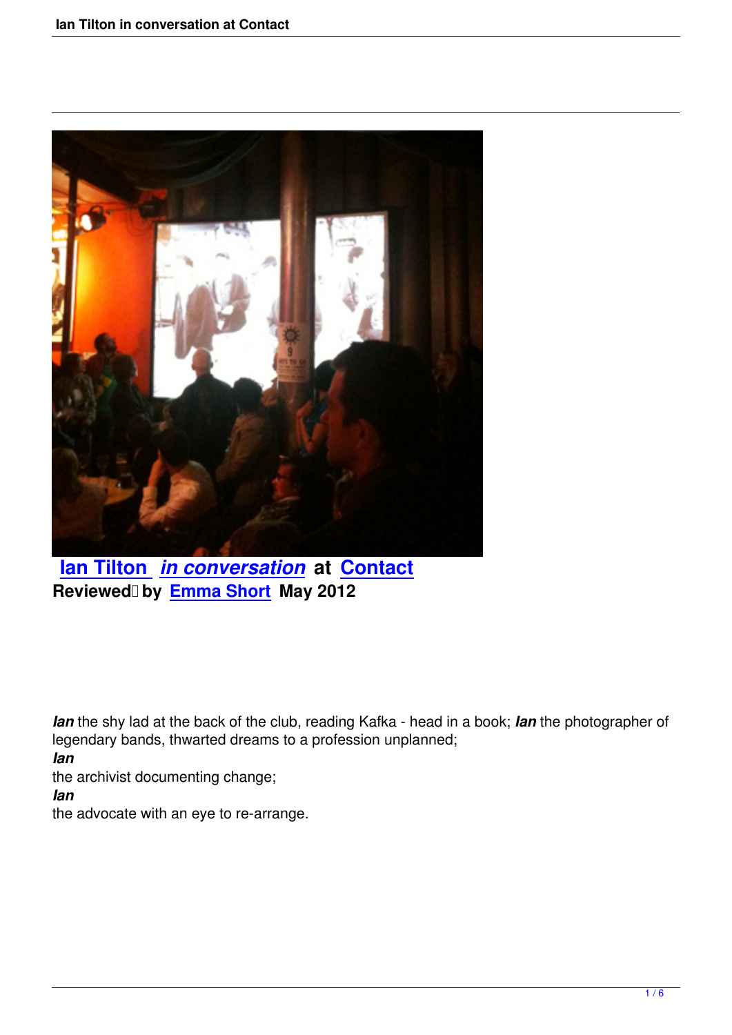**Ian Tilton** ***in conversation*** **at** **Contact**
**Reviewed by** **Emma Short** **May 2012**

***Ian*** the shy lad at the back of the club, reading Kafka - head in a book; ***Ian*** the photographer of legendary bands, thwarted dreams to a profession unplanned;
***Ian***
the archivist documenting change;
***Ian***
the advocate with an eye to re-arrange.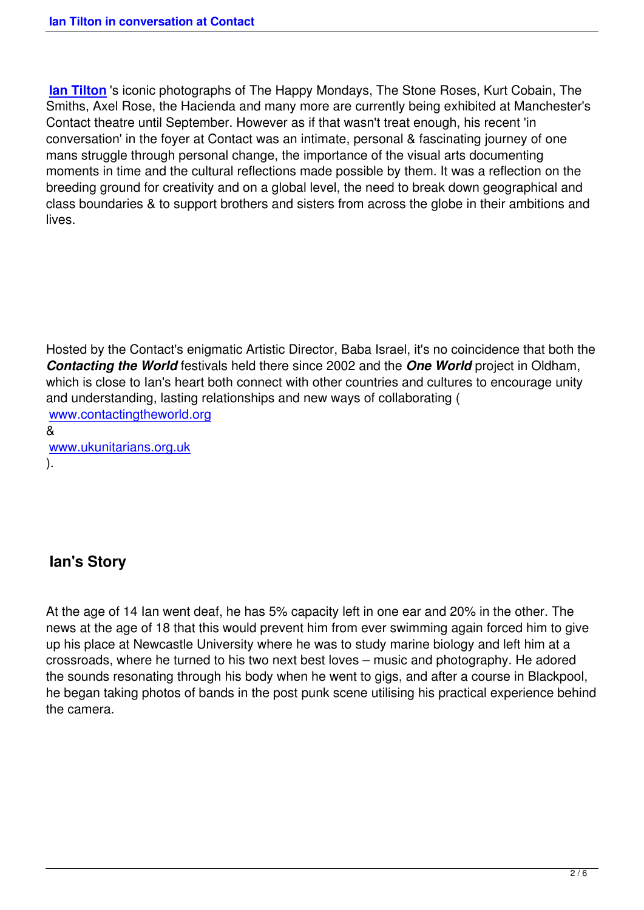**Ian Tilton**'s iconic photographs of The Happy Mondays, The Stone Roses, Kurt Cobain, The Smiths, Axel Rose, the Hacienda and many more are currently being exhibited at Manchester's Contact theatre until September. However as if that wasn't treat enough, his recent 'in conversation' in the foyer at Contact was an intimate, personal & fascinating journey of one mans struggle through personal change, the importance of the visual arts documenting moments in time and the cultural reflections made possible by them. It was a reflection on the breeding ground for creativity and on a global level, the need to break down geographical and class boundaries & to support brothers and sisters from across the globe in their ambitions and lives.

Hosted by the Contact's enigmatic Artistic Director, Baba Israel, it's no coincidence that both the ***Contacting the World*** festivals held there since 2002 and the ***One World*** project in Oldham, which is close to Ian's heart both connect with other countries and cultures to encourage unity and understanding, lasting relationships and new ways of collaborating ( www.contactingtheworld.org & www.ukunitarians.org.uk ).

## Ian's Story

At the age of 14 Ian went deaf, he has 5% capacity left in one ear and 20% in the other. The news at the age of 18 that this would prevent him from ever swimming again forced him to give up his place at Newcastle University where he was to study marine biology and left him at a crossroads, where he turned to his two next best loves – music and photography. He adored the sounds resonating through his body when he went to gigs, and after a course in Blackpool, he began taking photos of bands in the post punk scene utilising his practical experience behind the camera.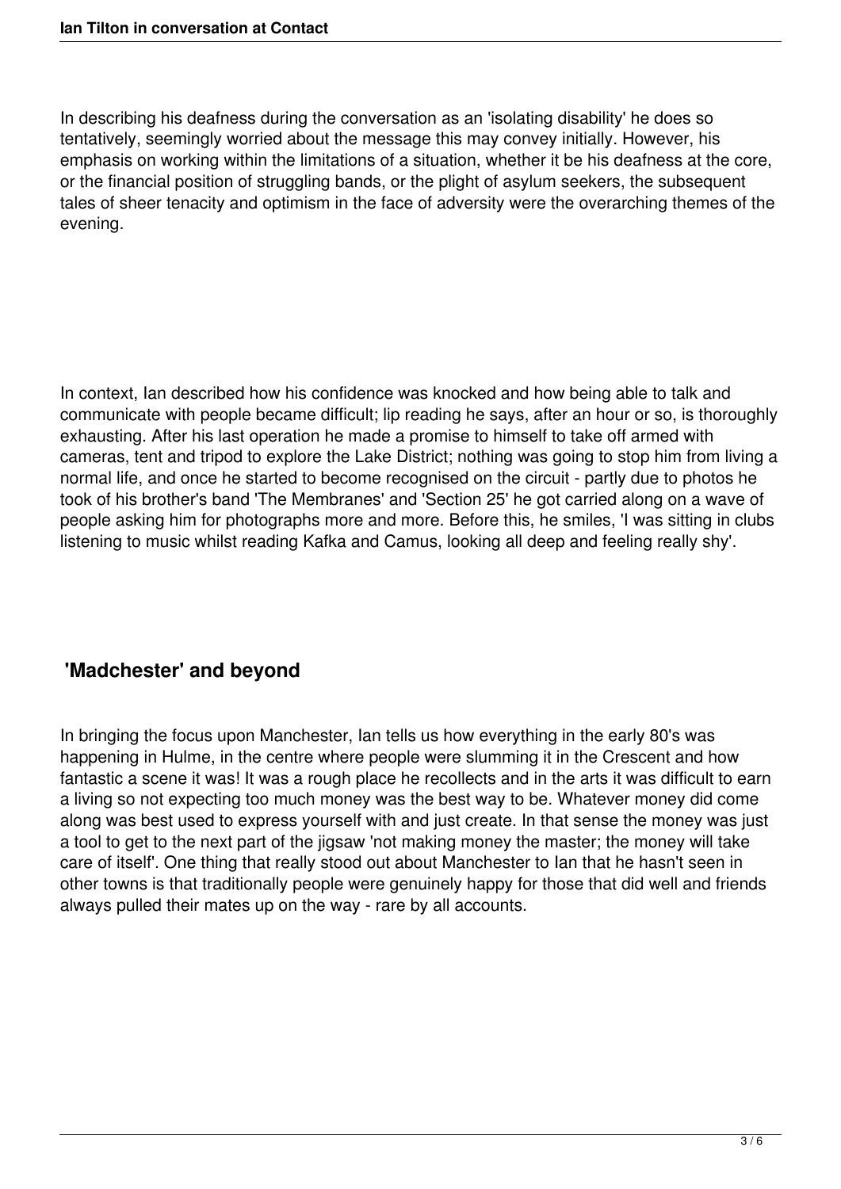In describing his deafness during the conversation as an 'isolating disability' he does so tentatively, seemingly worried about the message this may convey initially. However, his emphasis on working within the limitations of a situation, whether it be his deafness at the core, or the financial position of struggling bands, or the plight of asylum seekers, the subsequent tales of sheer tenacity and optimism in the face of adversity were the overarching themes of the evening.

In context, Ian described how his confidence was knocked and how being able to talk and communicate with people became difficult; lip reading he says, after an hour or so, is thoroughly exhausting. After his last operation he made a promise to himself to take off armed with cameras, tent and tripod to explore the Lake District; nothing was going to stop him from living a normal life, and once he started to become recognised on the circuit - partly due to photos he took of his brother's band 'The Membranes' and 'Section 25' he got carried along on a wave of people asking him for photographs more and more. Before this, he smiles, 'I was sitting in clubs listening to music whilst reading Kafka and Camus, looking all deep and feeling really shy'.

## 'Madchester' and beyond

In bringing the focus upon Manchester, Ian tells us how everything in the early 80's was happening in Hulme, in the centre where people were slumming it in the Crescent and how fantastic a scene it was! It was a rough place he recollects and in the arts it was difficult to earn a living so not expecting too much money was the best way to be. Whatever money did come along was best used to express yourself with and just create. In that sense the money was just a tool to get to the next part of the jigsaw 'not making money the master; the money will take care of itself'. One thing that really stood out about Manchester to Ian that he hasn't seen in other towns is that traditionally people were genuinely happy for those that did well and friends always pulled their mates up on the way - rare by all accounts.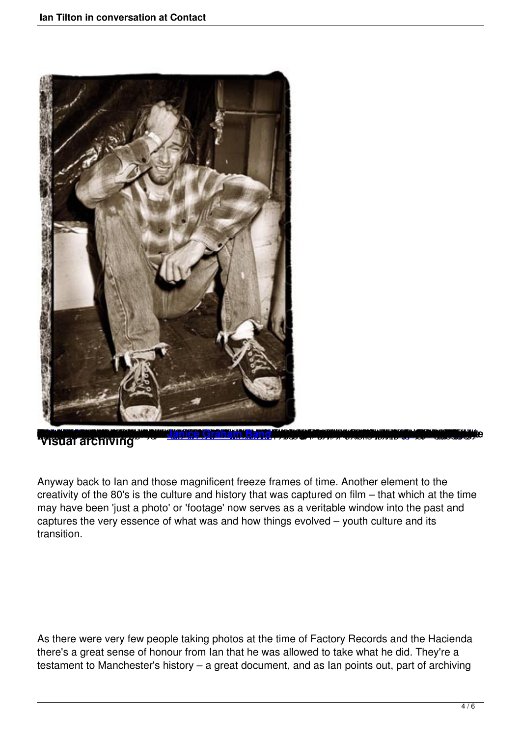## 'Visual archiving'

Anyway back to Ian and those magnificent freeze frames of time. Another element to the creativity of the 80's is the culture and history that was captured on film – that which at the time may have been 'just a photo' or 'footage' now serves as a veritable window into the past and captures the very essence of what was and how things evolved – youth culture and its transition.

As there were very few people taking photos at the time of Factory Records and the Hacienda there's a great sense of honour from Ian that he was allowed to take what he did. They're a testament to Manchester's history – a great document, and as Ian points out, part of archiving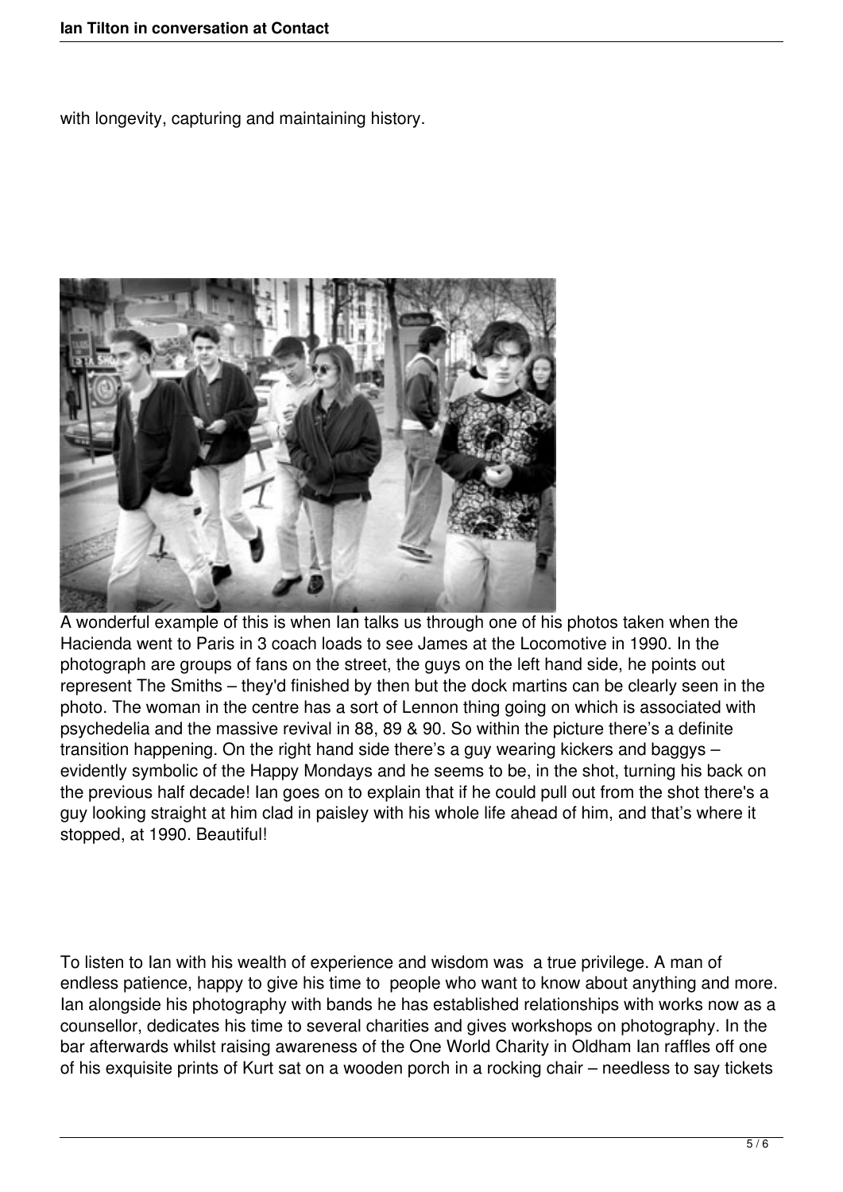with longevity, capturing and maintaining history.

A wonderful example of this is when Ian talks us through one of his photos taken when the Hacienda went to Paris in 3 coach loads to see James at the Locomotive in 1990. In the photograph are groups of fans on the street, the guys on the left hand side, he points out represent The Smiths – they'd finished by then but the dock martins can be clearly seen in the photo. The woman in the centre has a sort of Lennon thing going on which is associated with psychedelia and the massive revival in 88, 89 & 90. So within the picture there's a definite transition happening. On the right hand side there's a guy wearing kickers and baggys – evidently symbolic of the Happy Mondays and he seems to be, in the shot, turning his back on the previous half decade! Ian goes on to explain that if he could pull out from the shot there's a guy looking straight at him clad in paisley with his whole life ahead of him, and that's where it stopped, at 1990. Beautiful!

To listen to Ian with his wealth of experience and wisdom was a true privilege. A man of endless patience, happy to give his time to people who want to know about anything and more. Ian alongside his photography with bands he has established relationships with works now as a counsellor, dedicates his time to several charities and gives workshops on photography. In the bar afterwards whilst raising awareness of the One World Charity in Oldham Ian raffles off one of his exquisite prints of Kurt sat on a wooden porch in a rocking chair – needless to say tickets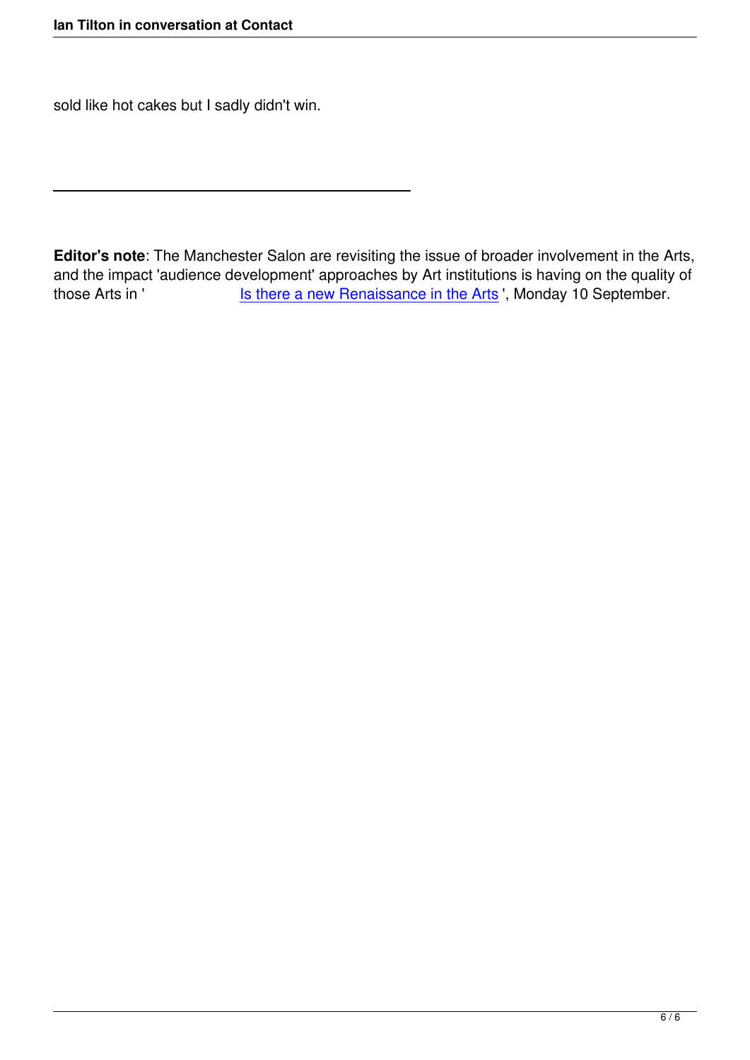sold like hot cakes but I sadly didn't win.

---

**Editor's note**: The Manchester Salon are revisiting the issue of broader involvement in the Arts, and the impact 'audience development' approaches by Art institutions is having on the quality of those Arts in ' Is there a new Renaissance in the Arts ', Monday 10 September.